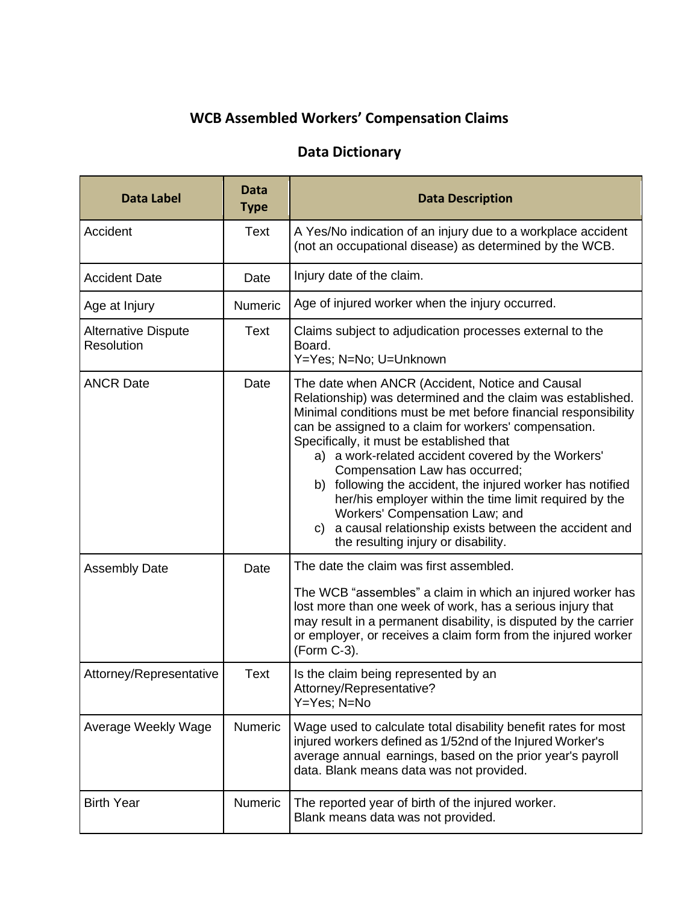# WCB Assembled Workers' Compensation Claims

## Data Dictionary

| Data Label | Data Type | Data Description |
|---|---|---|
| Accident | Text | A Yes/No indication of an injury due to a workplace accident (not an occupational disease) as determined by the WCB. |
| Accident Date | Date | Injury date of the claim. |
| Age at Injury | Numeric | Age of injured worker when the injury occurred. |
| Alternative Dispute Resolution | Text | Claims subject to adjudication processes external to the Board.<br>Y=Yes; N=No; U=Unknown |
| ANCR Date | Date | The date when ANCR (Accident, Notice and Causal Relationship) was determined and the claim was established. Minimal conditions must be met before financial responsibility can be assigned to a claim for workers' compensation. Specifically, it must be established that<br>a) a work-related accident covered by the Workers' Compensation Law has occurred;<br>b) following the accident, the injured worker has notified her/his employer within the time limit required by the Workers' Compensation Law; and<br>c) a causal relationship exists between the accident and the resulting injury or disability. |
| Assembly Date | Date | The date the claim was first assembled.<br><br>The WCB "assembles" a claim in which an injured worker has lost more than one week of work, has a serious injury that may result in a permanent disability, is disputed by the carrier or employer, or receives a claim form from the injured worker (Form C-3). |
| Attorney/Representative | Text | Is the claim being represented by an Attorney/Representative?<br>Y=Yes; N=No |
| Average Weekly Wage | Numeric | Wage used to calculate total disability benefit rates for most injured workers defined as 1/52nd of the Injured Worker's average annual earnings, based on the prior year's payroll data. Blank means data was not provided. |
| Birth Year | Numeric | The reported year of birth of the injured worker.<br>Blank means data was not provided. |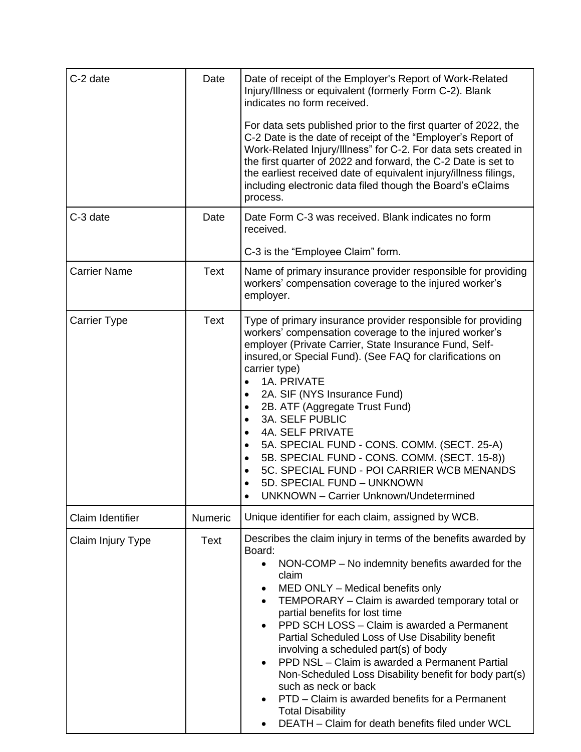| | | |
|---|---|---|
| C-2 date | Date | Date of receipt of the Employer's Report of Work-Related Injury/Illness or equivalent (formerly Form C-2). Blank indicates no form received.<br><br>For data sets published prior to the first quarter of 2022, the C-2 Date is the date of receipt of the "Employer's Report of Work-Related Injury/Illness" for C-2. For data sets created in the first quarter of 2022 and forward, the C-2 Date is set to the earliest received date of equivalent injury/illness filings, including electronic data filed though the Board's eClaims process. |
| C-3 date | Date | Date Form C-3 was received. Blank indicates no form received.<br><br>C-3 is the "Employee Claim" form. |
| Carrier Name | Text | Name of primary insurance provider responsible for providing workers' compensation coverage to the injured worker's employer. |
| Carrier Type | Text | Type of primary insurance provider responsible for providing workers' compensation coverage to the injured worker's employer (Private Carrier, State Insurance Fund, Self-insured, or Special Fund). (See FAQ for clarifications on carrier type)<br>• 1A. PRIVATE<br>• 2A. SIF (NYS Insurance Fund)<br>• 2B. ATF (Aggregate Trust Fund)<br>• 3A. SELF PUBLIC<br>• 4A. SELF PRIVATE<br>• 5A. SPECIAL FUND - CONS. COMM. (SECT. 25-A)<br>• 5B. SPECIAL FUND - CONS. COMM. (SECT. 15-8))<br>• 5C. SPECIAL FUND - POI CARRIER WCB MENANDS<br>• 5D. SPECIAL FUND – UNKNOWN<br>• UNKNOWN – Carrier Unknown/Undetermined |
| Claim Identifier | Numeric | Unique identifier for each claim, assigned by WCB. |
| Claim Injury Type | Text | Describes the claim injury in terms of the benefits awarded by Board:<br>• NON-COMP – No indemnity benefits awarded for the claim<br>• MED ONLY – Medical benefits only<br>• TEMPORARY – Claim is awarded temporary total or partial benefits for lost time<br>• PPD SCH LOSS – Claim is awarded a Permanent Partial Scheduled Loss of Use Disability benefit involving a scheduled part(s) of body<br>• PPD NSL – Claim is awarded a Permanent Partial Non-Scheduled Loss Disability benefit for body part(s) such as neck or back<br>• PTD – Claim is awarded benefits for a Permanent Total Disability<br>• DEATH – Claim for death benefits filed under WCL |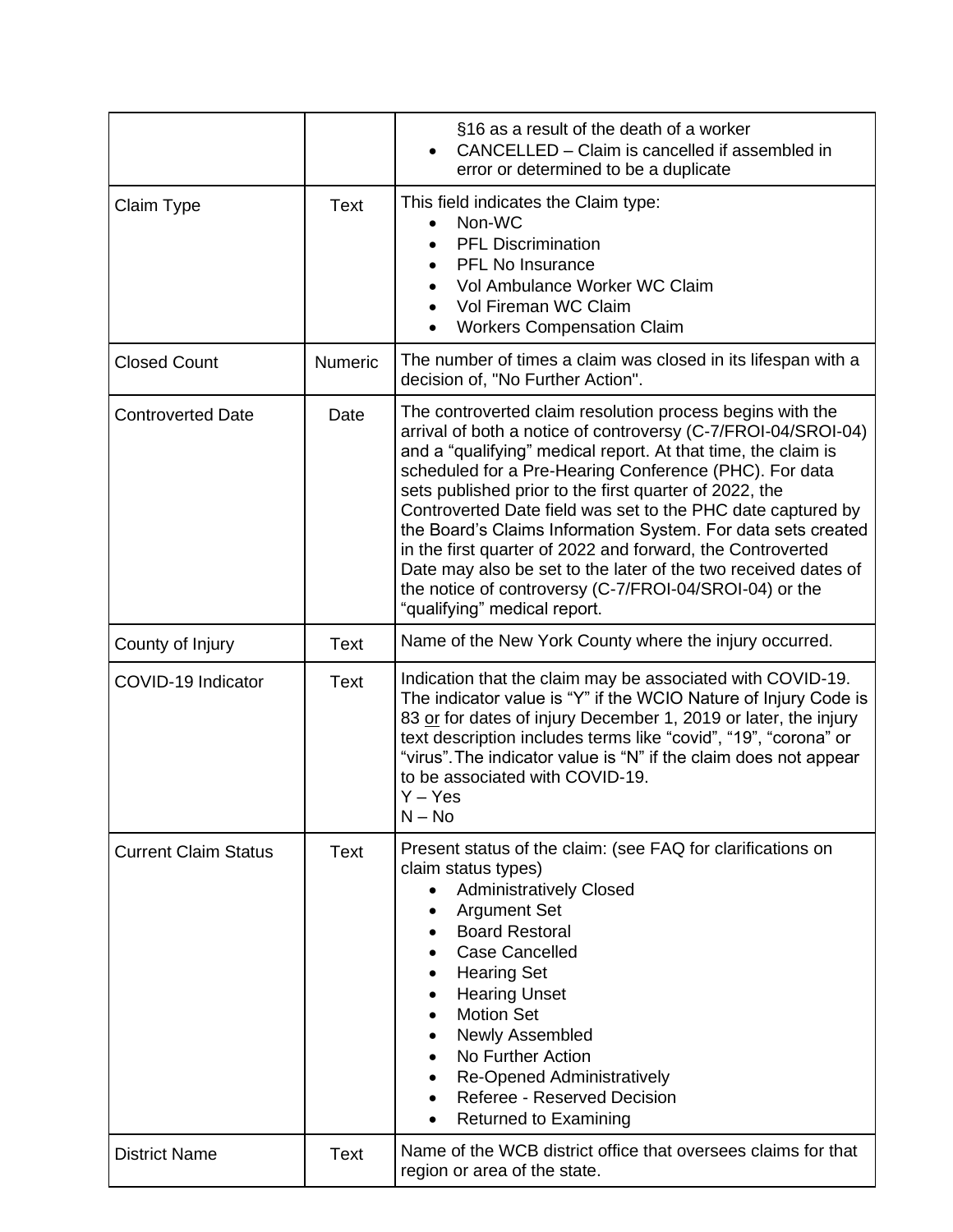| | | |
|---|---|---|
| | | §16 as a result of the death of a worker<br>• CANCELLED – Claim is cancelled if assembled in error or determined to be a duplicate |
| Claim Type | Text | This field indicates the Claim type:<br>• Non-WC<br>• PFL Discrimination<br>• PFL No Insurance<br>• Vol Ambulance Worker WC Claim<br>• Vol Fireman WC Claim<br>• Workers Compensation Claim |
| Closed Count | Numeric | The number of times a claim was closed in its lifespan with a decision of, "No Further Action". |
| Controverted Date | Date | The controverted claim resolution process begins with the arrival of both a notice of controversy (C-7/FROI-04/SROI-04) and a "qualifying" medical report. At that time, the claim is scheduled for a Pre-Hearing Conference (PHC). For data sets published prior to the first quarter of 2022, the Controverted Date field was set to the PHC date captured by the Board's Claims Information System. For data sets created in the first quarter of 2022 and forward, the Controverted Date may also be set to the later of the two received dates of the notice of controversy (C-7/FROI-04/SROI-04) or the "qualifying" medical report. |
| County of Injury | Text | Name of the New York County where the injury occurred. |
| COVID-19 Indicator | Text | Indication that the claim may be associated with COVID-19. The indicator value is "Y" if the WCIO Nature of Injury Code is 83 or for dates of injury December 1, 2019 or later, the injury text description includes terms like "covid", "19", "corona" or "virus". The indicator value is "N" if the claim does not appear to be associated with COVID-19.<br>Y – Yes<br>N – No |
| Current Claim Status | Text | Present status of the claim: (see FAQ for clarifications on claim status types)<br>• Administratively Closed<br>• Argument Set<br>• Board Restoral<br>• Case Cancelled<br>• Hearing Set<br>• Hearing Unset<br>• Motion Set<br>• Newly Assembled<br>• No Further Action<br>• Re-Opened Administratively<br>• Referee - Reserved Decision<br>• Returned to Examining |
| District Name | Text | Name of the WCB district office that oversees claims for that region or area of the state. |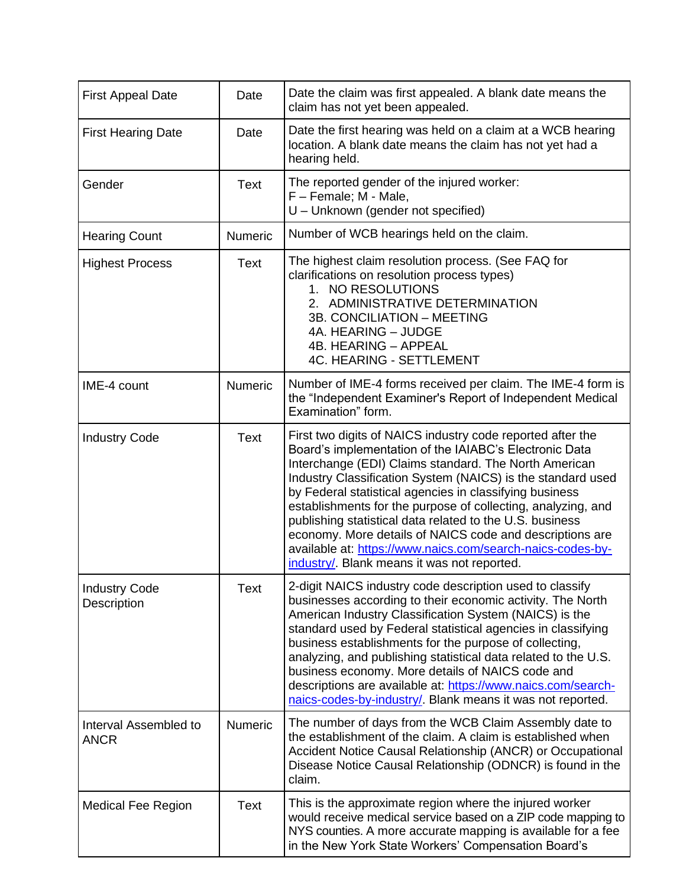| First Appeal Date | Date | Date the claim was first appealed. A blank date means the claim has not yet been appealed. |
|---|---|---|
| First Hearing Date | Date | Date the first hearing was held on a claim at a WCB hearing location. A blank date means the claim has not yet had a hearing held. |
| Gender | Text | The reported gender of the injured worker:<br>F – Female; M - Male,<br>U – Unknown (gender not specified) |
| Hearing Count | Numeric | Number of WCB hearings held on the claim. |
| Highest Process | Text | The highest claim resolution process. (See FAQ for clarifications on resolution process types)<br>1. NO RESOLUTIONS<br>2. ADMINISTRATIVE DETERMINATION<br>3B. CONCILIATION – MEETING<br>4A. HEARING – JUDGE<br>4B. HEARING – APPEAL<br>4C. HEARING - SETTLEMENT |
| IME-4 count | Numeric | Number of IME-4 forms received per claim. The IME-4 form is the "Independent Examiner's Report of Independent Medical Examination" form. |
| Industry Code | Text | First two digits of NAICS industry code reported after the Board's implementation of the IAIABC's Electronic Data Interchange (EDI) Claims standard. The North American Industry Classification System (NAICS) is the standard used by Federal statistical agencies in classifying business establishments for the purpose of collecting, analyzing, and publishing statistical data related to the U.S. business economy. More details of NAICS code and descriptions are available at: [https://www.naics.com/search-naics-codes-by-industry/](https://www.naics.com/search-naics-codes-by-industry/). Blank means it was not reported. |
| Industry Code Description | Text | 2-digit NAICS industry code description used to classify businesses according to their economic activity. The North American Industry Classification System (NAICS) is the standard used by Federal statistical agencies in classifying business establishments for the purpose of collecting, analyzing, and publishing statistical data related to the U.S. business economy. More details of NAICS code and descriptions are available at: [https://www.naics.com/search-naics-codes-by-industry/](https://www.naics.com/search-naics-codes-by-industry/). Blank means it was not reported. |
| Interval Assembled to ANCR | Numeric | The number of days from the WCB Claim Assembly date to the establishment of the claim. A claim is established when Accident Notice Causal Relationship (ANCR) or Occupational Disease Notice Causal Relationship (ODNCR) is found in the claim. |
| Medical Fee Region | Text | This is the approximate region where the injured worker would receive medical service based on a ZIP code mapping to NYS counties. A more accurate mapping is available for a fee in the New York State Workers' Compensation Board's |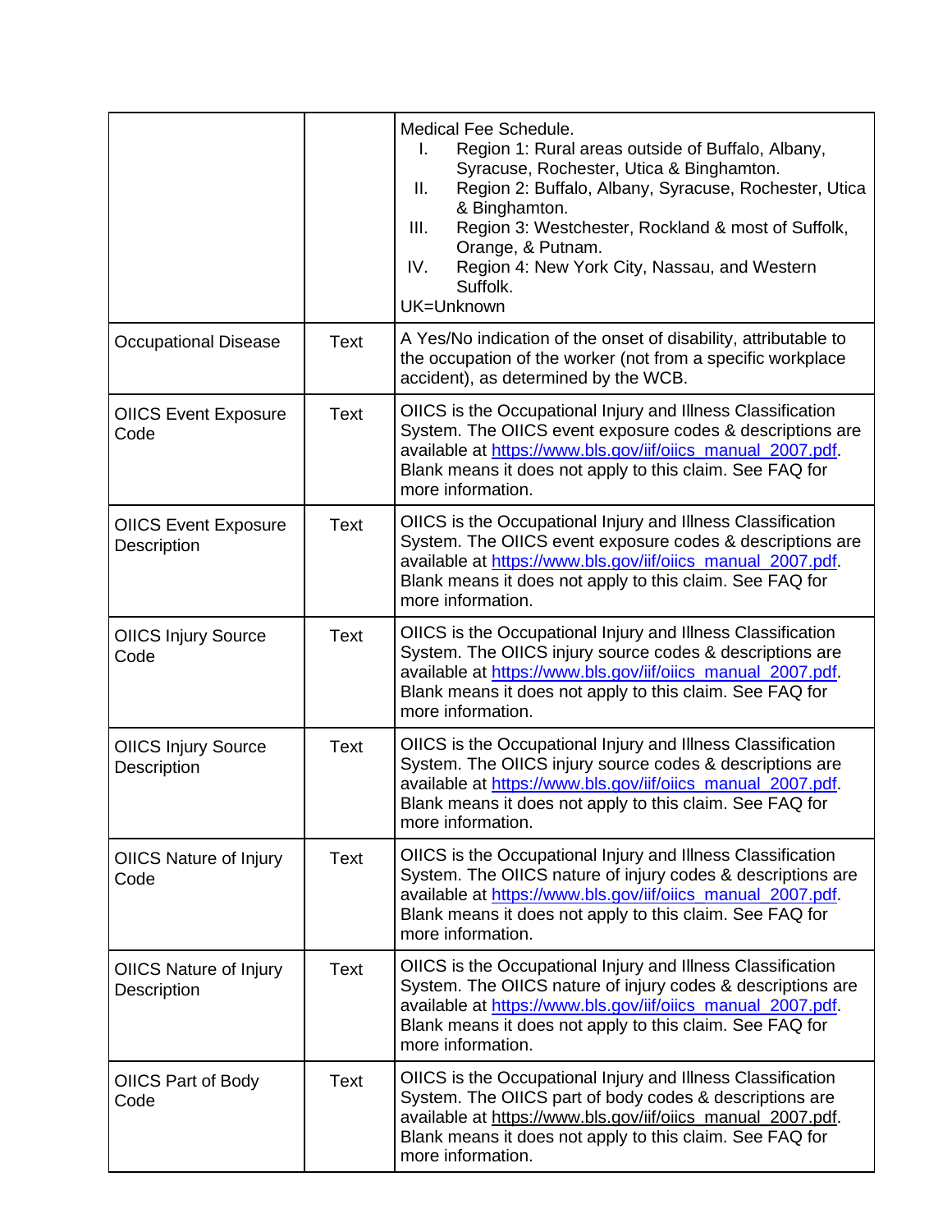| | | |
|---|---|---|
| | | Medical Fee Schedule.<br>I. Region 1: Rural areas outside of Buffalo, Albany, Syracuse, Rochester, Utica & Binghamton.<br>II. Region 2: Buffalo, Albany, Syracuse, Rochester, Utica & Binghamton.<br>III. Region 3: Westchester, Rockland & most of Suffolk, Orange, & Putnam.<br>IV. Region 4: New York City, Nassau, and Western Suffolk.<br>UK=Unknown |
| Occupational Disease | Text | A Yes/No indication of the onset of disability, attributable to the occupation of the worker (not from a specific workplace accident), as determined by the WCB. |
| OIICS Event Exposure Code | Text | OIICS is the Occupational Injury and Illness Classification System. The OIICS event exposure codes & descriptions are available at https://www.bls.gov/iif/oiics_manual_2007.pdf. Blank means it does not apply to this claim. See FAQ for more information. |
| OIICS Event Exposure Description | Text | OIICS is the Occupational Injury and Illness Classification System. The OIICS event exposure codes & descriptions are available at https://www.bls.gov/iif/oiics_manual_2007.pdf. Blank means it does not apply to this claim. See FAQ for more information. |
| OIICS Injury Source Code | Text | OIICS is the Occupational Injury and Illness Classification System. The OIICS injury source codes & descriptions are available at https://www.bls.gov/iif/oiics_manual_2007.pdf. Blank means it does not apply to this claim. See FAQ for more information. |
| OIICS Injury Source Description | Text | OIICS is the Occupational Injury and Illness Classification System. The OIICS injury source codes & descriptions are available at https://www.bls.gov/iif/oiics_manual_2007.pdf. Blank means it does not apply to this claim. See FAQ for more information. |
| OIICS Nature of Injury Code | Text | OIICS is the Occupational Injury and Illness Classification System. The OIICS nature of injury codes & descriptions are available at https://www.bls.gov/iif/oiics_manual_2007.pdf. Blank means it does not apply to this claim. See FAQ for more information. |
| OIICS Nature of Injury Description | Text | OIICS is the Occupational Injury and Illness Classification System. The OIICS nature of injury codes & descriptions are available at https://www.bls.gov/iif/oiics_manual_2007.pdf. Blank means it does not apply to this claim. See FAQ for more information. |
| OIICS Part of Body Code | Text | OIICS is the Occupational Injury and Illness Classification System. The OIICS part of body codes & descriptions are available at https://www.bls.gov/iif/oiics_manual_2007.pdf. Blank means it does not apply to this claim. See FAQ for more information. |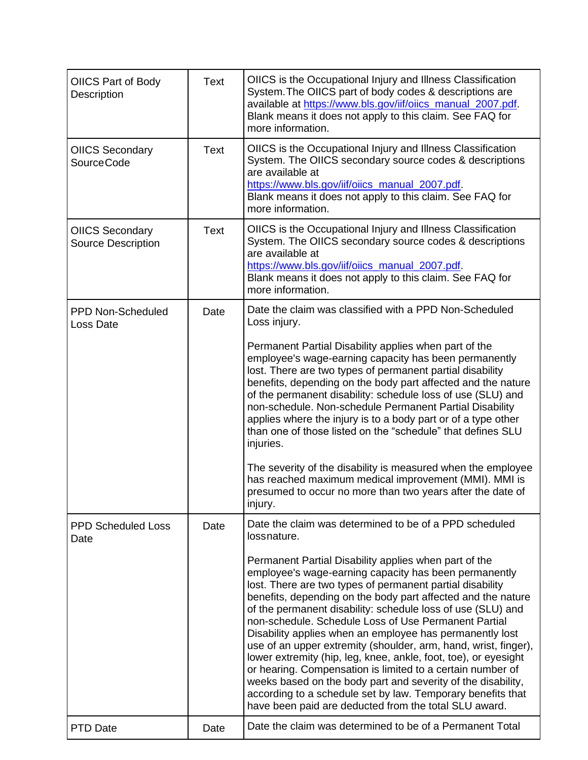| | | |
|---|---|---|
| OIICS Part of Body Description | Text | OIICS is the Occupational Injury and Illness Classification System.The OIICS part of body codes & descriptions are available at https://www.bls.gov/iif/oiics_manual_2007.pdf. Blank means it does not apply to this claim. See FAQ for more information. |
| OIICS Secondary SourceCode | Text | OIICS is the Occupational Injury and Illness Classification System. The OIICS secondary source codes & descriptions are available at https://www.bls.gov/iif/oiics_manual_2007.pdf. Blank means it does not apply to this claim. See FAQ for more information. |
| OIICS Secondary Source Description | Text | OIICS is the Occupational Injury and Illness Classification System. The OIICS secondary source codes & descriptions are available at https://www.bls.gov/iif/oiics_manual_2007.pdf. Blank means it does not apply to this claim. See FAQ for more information. |
| PPD Non-Scheduled Loss Date | Date | Date the claim was classified with a PPD Non-Scheduled Loss injury.<br><br>Permanent Partial Disability applies when part of the employee's wage-earning capacity has been permanently lost. There are two types of permanent partial disability benefits, depending on the body part affected and the nature of the permanent disability: schedule loss of use (SLU) and non-schedule. Non-schedule Permanent Partial Disability applies where the injury is to a body part or of a type other than one of those listed on the "schedule" that defines SLU injuries.<br><br>The severity of the disability is measured when the employee has reached maximum medical improvement (MMI). MMI is presumed to occur no more than two years after the date of injury. |
| PPD Scheduled Loss Date | Date | Date the claim was determined to be of a PPD scheduled lossnature.<br><br>Permanent Partial Disability applies when part of the employee's wage-earning capacity has been permanently lost. There are two types of permanent partial disability benefits, depending on the body part affected and the nature of the permanent disability: schedule loss of use (SLU) and non-schedule. Schedule Loss of Use Permanent Partial Disability applies when an employee has permanently lost use of an upper extremity (shoulder, arm, hand, wrist, finger), lower extremity (hip, leg, knee, ankle, foot, toe), or eyesight or hearing. Compensation is limited to a certain number of weeks based on the body part and severity of the disability, according to a schedule set by law. Temporary benefits that have been paid are deducted from the total SLU award. |
| PTD Date | Date | Date the claim was determined to be of a Permanent Total |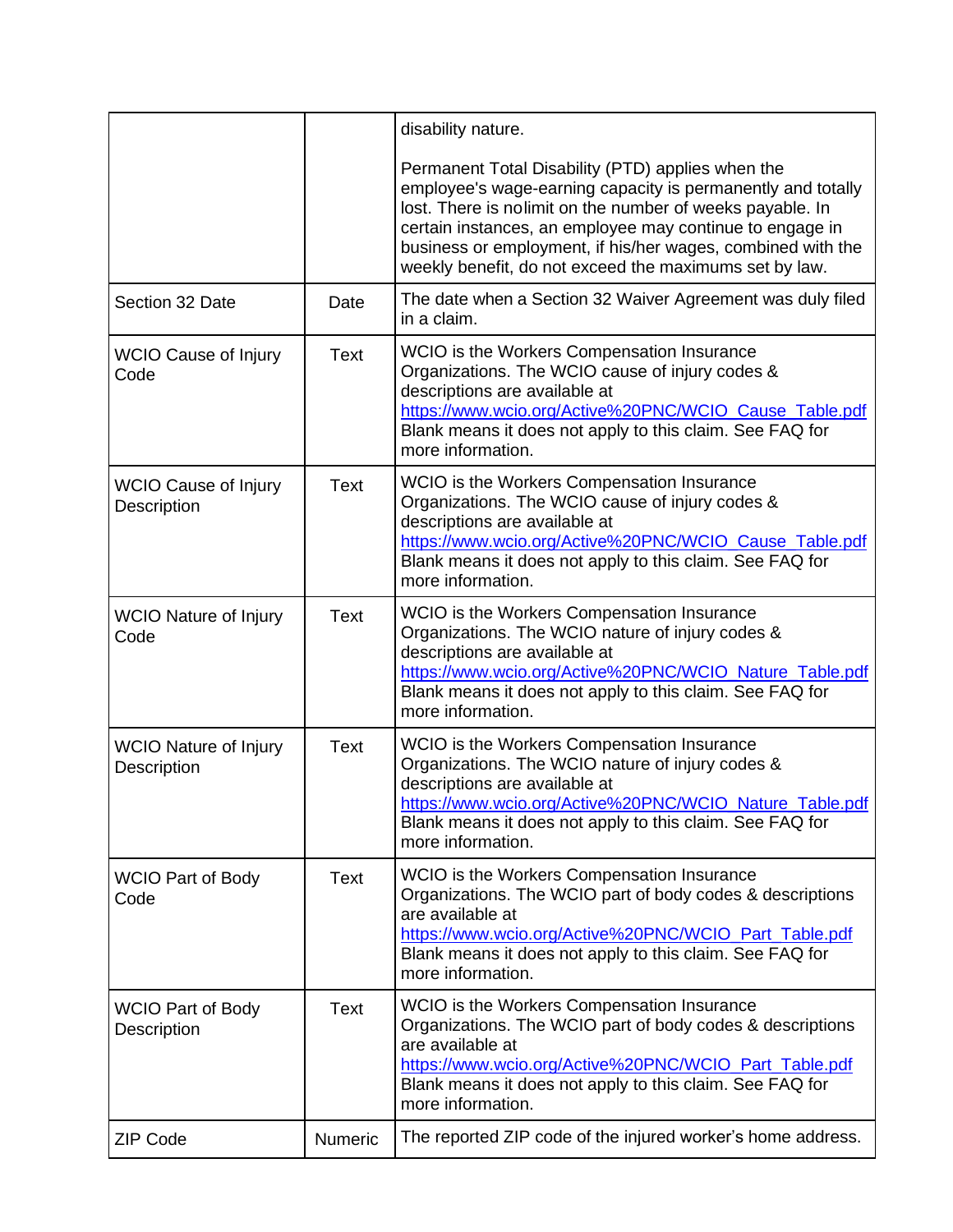| | | |
|---|---|---|
| | | disability nature.<br><br>Permanent Total Disability (PTD) applies when the employee's wage-earning capacity is permanently and totally lost. There is nolimit on the number of weeks payable. In certain instances, an employee may continue to engage in business or employment, if his/her wages, combined with the weekly benefit, do not exceed the maximums set by law. |
| Section 32 Date | Date | The date when a Section 32 Waiver Agreement was duly filed in a claim. |
| WCIO Cause of Injury Code | Text | WCIO is the Workers Compensation Insurance Organizations. The WCIO cause of injury codes & descriptions are available at https://www.wcio.org/Active%20PNC/WCIO_Cause_Table.pdf Blank means it does not apply to this claim. See FAQ for more information. |
| WCIO Cause of Injury Description | Text | WCIO is the Workers Compensation Insurance Organizations. The WCIO cause of injury codes & descriptions are available at https://www.wcio.org/Active%20PNC/WCIO_Cause_Table.pdf Blank means it does not apply to this claim. See FAQ for more information. |
| WCIO Nature of Injury Code | Text | WCIO is the Workers Compensation Insurance Organizations. The WCIO nature of injury codes & descriptions are available at https://www.wcio.org/Active%20PNC/WCIO_Nature_Table.pdf Blank means it does not apply to this claim. See FAQ for more information. |
| WCIO Nature of Injury Description | Text | WCIO is the Workers Compensation Insurance Organizations. The WCIO nature of injury codes & descriptions are available at https://www.wcio.org/Active%20PNC/WCIO_Nature_Table.pdf Blank means it does not apply to this claim. See FAQ for more information. |
| WCIO Part of Body Code | Text | WCIO is the Workers Compensation Insurance Organizations. The WCIO part of body codes & descriptions are available at https://www.wcio.org/Active%20PNC/WCIO_Part_Table.pdf Blank means it does not apply to this claim. See FAQ for more information. |
| WCIO Part of Body Description | Text | WCIO is the Workers Compensation Insurance Organizations. The WCIO part of body codes & descriptions are available at https://www.wcio.org/Active%20PNC/WCIO_Part_Table.pdf Blank means it does not apply to this claim. See FAQ for more information. |
| ZIP Code | Numeric | The reported ZIP code of the injured worker's home address. |